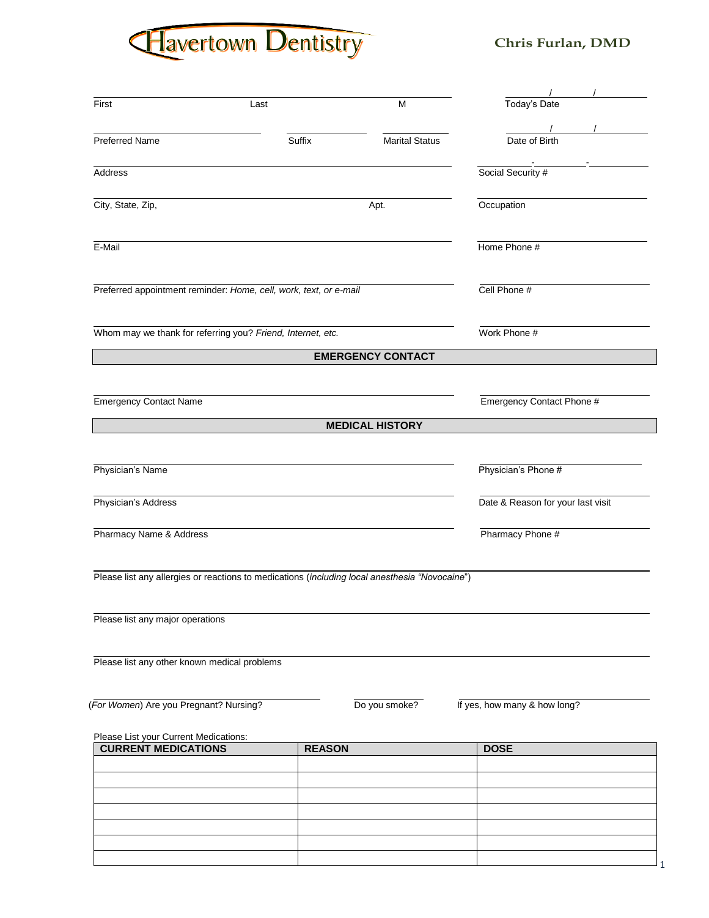# Havertown Dentistry

**Chris Furlan, DMD**

First ____________ Last ____________ M ____________

Today's Date ____ / ____ / ____

Preferred Name ____________ Suffix ____________ Marital Status ____________

Date of Birth ____ / ____ / ____

Address ________________________

Social Security # ____ - ____ - ____

City, State, Zip, ____________ Apt. ____________

Occupation ________________________

E-Mail ________________________

Home Phone # ________________________

Preferred appointment reminder: *Home, cell, work, text, or e-mail* ________________________

Cell Phone # ________________________

Whom may we thank for referring you? *Friend, Internet, etc.* ________________________

Work Phone # ________________________

## EMERGENCY CONTACT

Emergency Contact Name ________________________

Emergency Contact Phone # ________________________

## MEDICAL HISTORY

Physician's Name ________________________

Physician's Phone # ________________________

Physician's Address ________________________

Date & Reason for your last visit ________________________

Pharmacy Name & Address ________________________

Pharmacy Phone # ________________________

Please list any allergies or reactions to medications (*including local anesthesia "Novocaine"*) ________________________

Please list any major operations ________________________

Please list any other known medical problems ________________________

(*For Women*) Are you Pregnant? Nursing? ____________ Do you smoke? ____________ If yes, how many & how long? ____________

Please List your Current Medications:

| CURRENT MEDICATIONS | REASON | DOSE |
| --- | --- | --- |
| | | |
| | | |
| | | |
| | | |
| | | |
| | | |
| | | |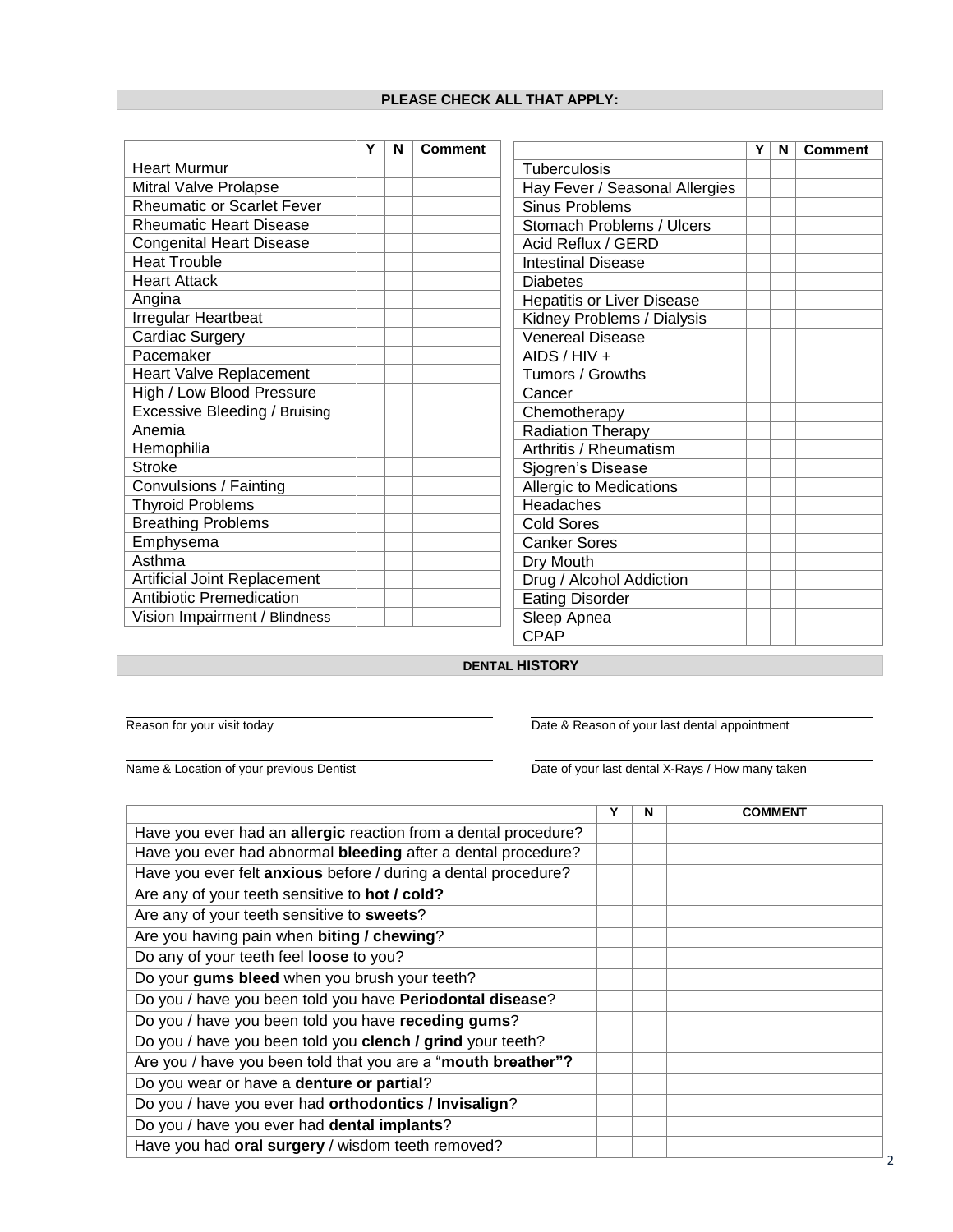## PLEASE CHECK ALL THAT APPLY:

| | Y | N | Comment |
|---|---|---|---|
| Heart Murmur | | | |
| Mitral Valve Prolapse | | | |
| Rheumatic or Scarlet Fever | | | |
| Rheumatic Heart Disease | | | |
| Congenital Heart Disease | | | |
| Heat Trouble | | | |
| Heart Attack | | | |
| Angina | | | |
| Irregular Heartbeat | | | |
| Cardiac Surgery | | | |
| Pacemaker | | | |
| Heart Valve Replacement | | | |
| High / Low Blood Pressure | | | |
| Excessive Bleeding / Bruising | | | |
| Anemia | | | |
| Hemophilia | | | |
| Stroke | | | |
| Convulsions / Fainting | | | |
| Thyroid Problems | | | |
| Breathing Problems | | | |
| Emphysema | | | |
| Asthma | | | |
| Artificial Joint Replacement | | | |
| Antibiotic Premedication | | | |
| Vision Impairment / Blindness | | | |

| | Y | N | Comment |
|---|---|---|---|
| Tuberculosis | | | |
| Hay Fever / Seasonal Allergies | | | |
| Sinus Problems | | | |
| Stomach Problems / Ulcers | | | |
| Acid Reflux / GERD | | | |
| Intestinal Disease | | | |
| Diabetes | | | |
| Hepatitis or Liver Disease | | | |
| Kidney Problems / Dialysis | | | |
| Venereal Disease | | | |
| AIDS / HIV + | | | |
| Tumors / Growths | | | |
| Cancer | | | |
| Chemotherapy | | | |
| Radiation Therapy | | | |
| Arthritis / Rheumatism | | | |
| Sjogren's Disease | | | |
| Allergic to Medications | | | |
| Headaches | | | |
| Cold Sores | | | |
| Canker Sores | | | |
| Dry Mouth | | | |
| Drug / Alcohol Addiction | | | |
| Eating Disorder | | | |
| Sleep Apnea | | | |
| CPAP | | | |

## DENTAL HISTORY

Reason for your visit today: ______________________

Date & Reason of your last dental appointment: ______________________

Name & Location of your previous Dentist: ______________________

Date of your last dental X-Rays / How many taken: ______________________

| | Y | N | COMMENT |
|---|---|---|---|
| Have you ever had an **allergic** reaction from a dental procedure? | | | |
| Have you ever had abnormal **bleeding** after a dental procedure? | | | |
| Have you ever felt **anxious** before / during a dental procedure? | | | |
| Are any of your teeth sensitive to **hot / cold?** | | | |
| Are any of your teeth sensitive to **sweets**? | | | |
| Are you having pain when **biting / chewing**? | | | |
| Do any of your teeth feel **loose** to you? | | | |
| Do your **gums bleed** when you brush your teeth? | | | |
| Do you / have you been told you have **Periodontal disease**? | | | |
| Do you / have you been told you have **receding gums**? | | | |
| Do you / have you been told you **clench / grind** your teeth? | | | |
| Are you / have you been told that you are a "**mouth breather"?** | | | |
| Do you wear or have a **denture or partial**? | | | |
| Do you / have you ever had **orthodontics / Invisalign**? | | | |
| Do you / have you ever had **dental implants**? | | | |
| Have you had **oral surgery** / wisdom teeth removed? | | | |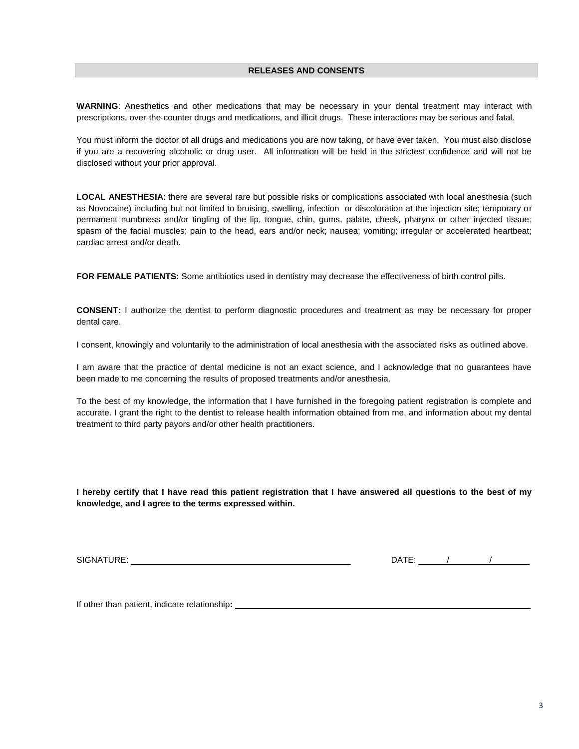## RELEASES AND CONSENTS

**WARNING**: Anesthetics and other medications that may be necessary in your dental treatment may interact with prescriptions, over-the-counter drugs and medications, and illicit drugs. These interactions may be serious and fatal.

You must inform the doctor of all drugs and medications you are now taking, or have ever taken. You must also disclose if you are a recovering alcoholic or drug user. All information will be held in the strictest confidence and will not be disclosed without your prior approval.

**LOCAL ANESTHESIA**: there are several rare but possible risks or complications associated with local anesthesia (such as Novocaine) including but not limited to bruising, swelling, infection or discoloration at the injection site; temporary or permanent numbness and/or tingling of the lip, tongue, chin, gums, palate, cheek, pharynx or other injected tissue; spasm of the facial muscles; pain to the head, ears and/or neck; nausea; vomiting; irregular or accelerated heartbeat; cardiac arrest and/or death.

**FOR FEMALE PATIENTS:** Some antibiotics used in dentistry may decrease the effectiveness of birth control pills.

**CONSENT:** I authorize the dentist to perform diagnostic procedures and treatment as may be necessary for proper dental care.

I consent, knowingly and voluntarily to the administration of local anesthesia with the associated risks as outlined above.

I am aware that the practice of dental medicine is not an exact science, and I acknowledge that no guarantees have been made to me concerning the results of proposed treatments and/or anesthesia.

To the best of my knowledge, the information that I have furnished in the foregoing patient registration is complete and accurate. I grant the right to the dentist to release health information obtained from me, and information about my dental treatment to third party payors and/or other health practitioners.

**I hereby certify that I have read this patient registration that I have answered all questions to the best of my knowledge, and I agree to the terms expressed within.**

SIGNATURE: ______________________________________ DATE: ______/_______/_______

If other than patient, indicate relationship**:** ______________________________________________________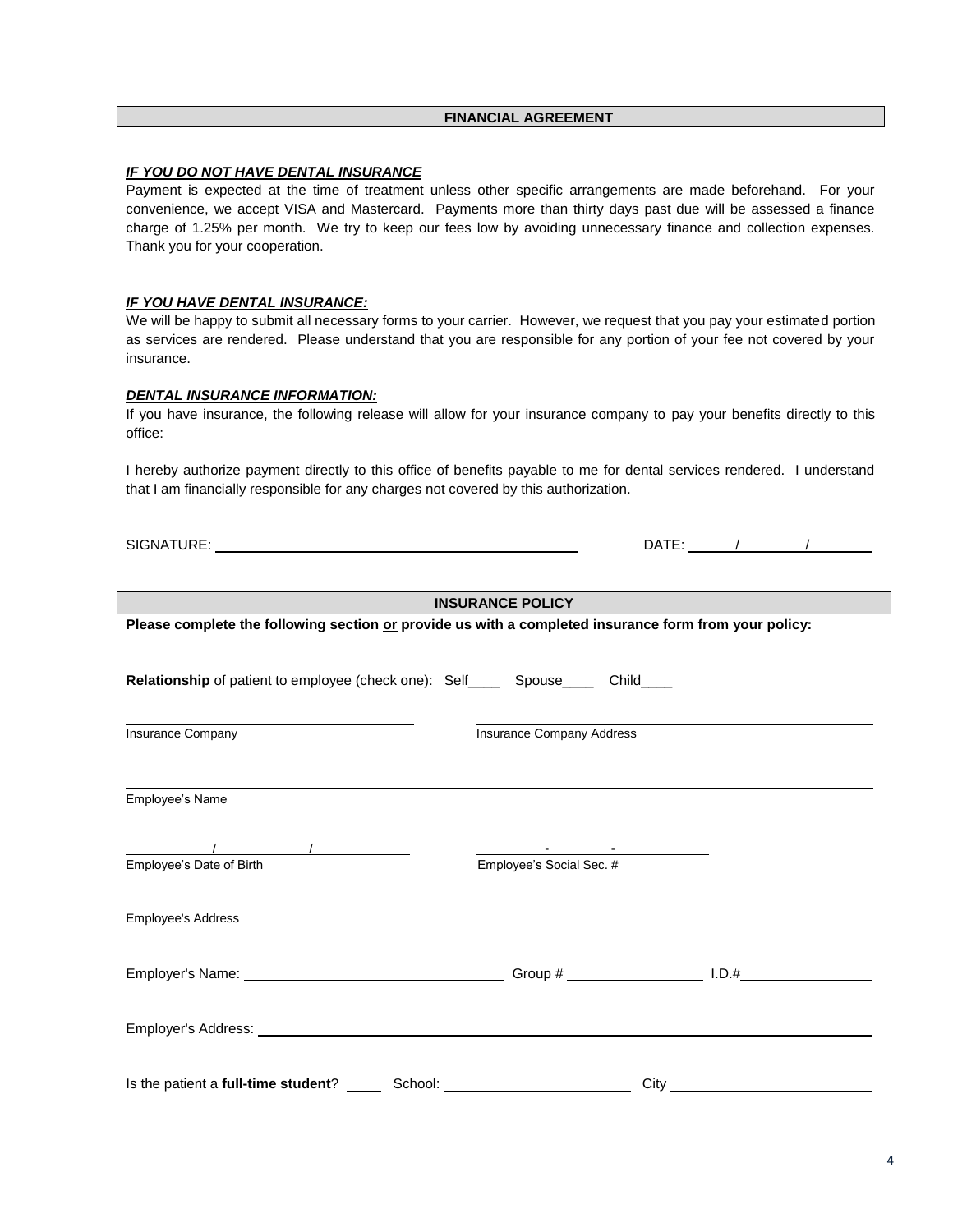## FINANCIAL AGREEMENT

***IF YOU DO NOT HAVE DENTAL INSURANCE***

Payment is expected at the time of treatment unless other specific arrangements are made beforehand. For your convenience, we accept VISA and Mastercard. Payments more than thirty days past due will be assessed a finance charge of 1.25% per month. We try to keep our fees low by avoiding unnecessary finance and collection expenses. Thank you for your cooperation.

***IF YOU HAVE DENTAL INSURANCE:***

We will be happy to submit all necessary forms to your carrier. However, we request that you pay your estimated portion as services are rendered. Please understand that you are responsible for any portion of your fee not covered by your insurance.

***DENTAL INSURANCE INFORMATION:***

If you have insurance, the following release will allow for your insurance company to pay your benefits directly to this office:

I hereby authorize payment directly to this office of benefits payable to me for dental services rendered. I understand that I am financially responsible for any charges not covered by this authorization.

SIGNATURE: ______________________________ DATE: ____/____/____

## INSURANCE POLICY

**Please complete the following section <u>or</u> provide us with a completed insurance form from your policy:**

**Relationship** of patient to employee (check one): Self____ Spouse____ Child____

______________________________ ______________________________

Insurance Company / Insurance Company Address

______________________________

Employee's Name

____/____/____ ____-____-____

Employee's Date of Birth / Employee's Social Sec. #

______________________________

Employee's Address

Employer's Name: ______________________ Group # ______________ I.D.# ______________

Employer's Address: ______________________________

Is the patient a **full-time student**? ____ School: ______________________ City ______________________